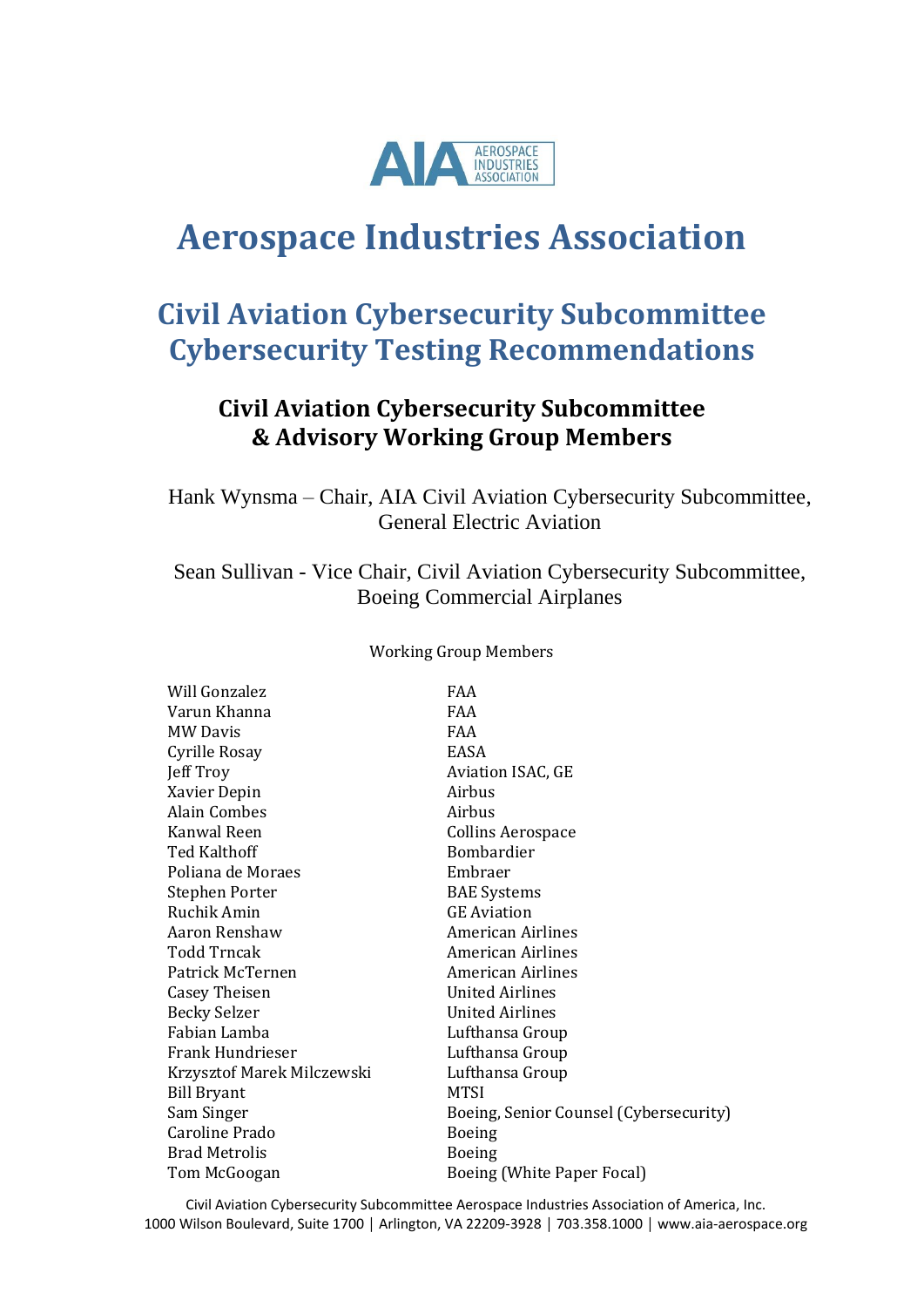# Aerospace Industries Association

## Civil Aviation Cybersecurity Subcommittee Cybersecurity Testing Recommendations

### Civil Aviation Cybersecurity Subcommittee & Advisory Working Group Members

Hank Wynsma – Chair, AIA Civil Aviation Cybersecurity Subcommittee, General Electric Aviation

Sean Sullivan - Vice Chair, Civil Aviation Cybersecurity Subcommittee, Boeing Commercial Airplanes

Working Group Members

| | |
|---|---|
| Will Gonzalez | FAA |
| Varun Khanna | FAA |
| MW Davis | FAA |
| Cyrille Rosay | EASA |
| Jeff Troy | Aviation ISAC, GE |
| Xavier Depin | Airbus |
| Alain Combes | Airbus |
| Kanwal Reen | Collins Aerospace |
| Ted Kalthoff | Bombardier |
| Poliana de Moraes | Embraer |
| Stephen Porter | BAE Systems |
| Ruchik Amin | GE Aviation |
| Aaron Renshaw | American Airlines |
| Todd Trncak | American Airlines |
| Patrick McTernen | American Airlines |
| Casey Theisen | United Airlines |
| Becky Selzer | United Airlines |
| Fabian Lamba | Lufthansa Group |
| Frank Hundrieser | Lufthansa Group |
| Krzysztof Marek Milczewski | Lufthansa Group |
| Bill Bryant | MTSI |
| Sam Singer | Boeing, Senior Counsel (Cybersecurity) |
| Caroline Prado | Boeing |
| Brad Metrolis | Boeing |
| Tom McGoogan | Boeing (White Paper Focal) |

Civil Aviation Cybersecurity Subcommittee Aerospace Industries Association of America, Inc.
1000 Wilson Boulevard, Suite 1700 | Arlington, VA 22209-3928 | 703.358.1000 | www.aia-aerospace.org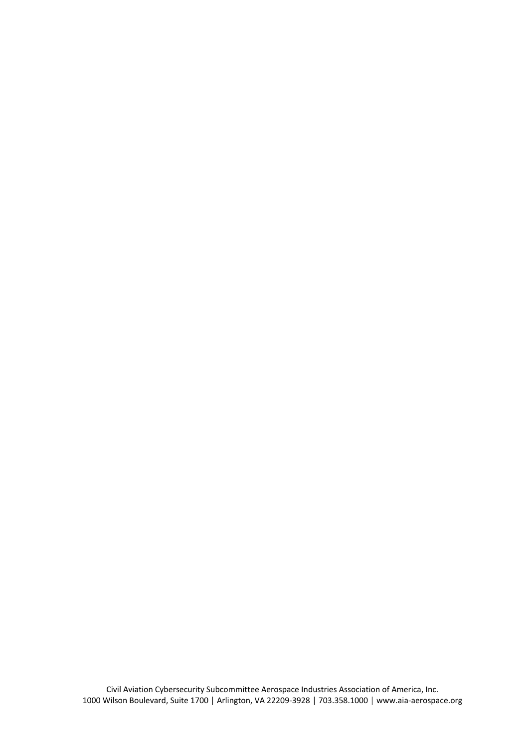Civil Aviation Cybersecurity Subcommittee Aerospace Industries Association of America, Inc.
1000 Wilson Boulevard, Suite 1700 | Arlington, VA 22209-3928 | 703.358.1000 | www.aia-aerospace.org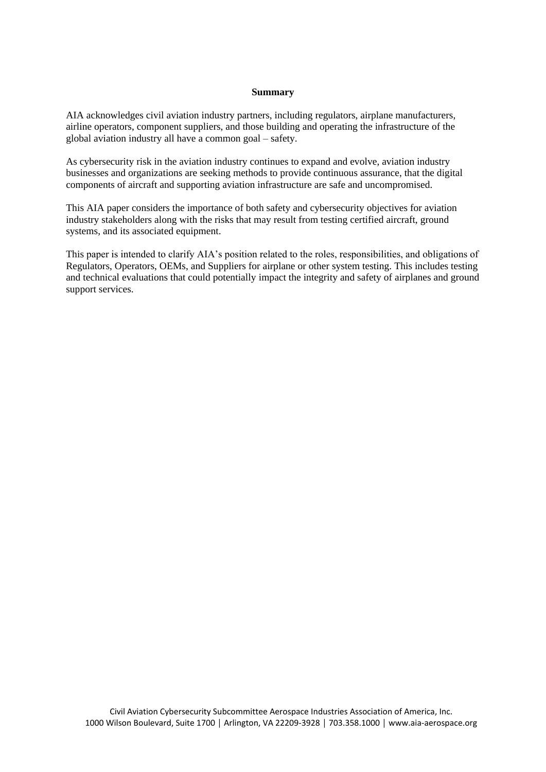**Summary**

AIA acknowledges civil aviation industry partners, including regulators, airplane manufacturers, airline operators, component suppliers, and those building and operating the infrastructure of the global aviation industry all have a common goal – safety.

As cybersecurity risk in the aviation industry continues to expand and evolve, aviation industry businesses and organizations are seeking methods to provide continuous assurance, that the digital components of aircraft and supporting aviation infrastructure are safe and uncompromised.

This AIA paper considers the importance of both safety and cybersecurity objectives for aviation industry stakeholders along with the risks that may result from testing certified aircraft, ground systems, and its associated equipment.

This paper is intended to clarify AIA's position related to the roles, responsibilities, and obligations of Regulators, Operators, OEMs, and Suppliers for airplane or other system testing. This includes testing and technical evaluations that could potentially impact the integrity and safety of airplanes and ground support services.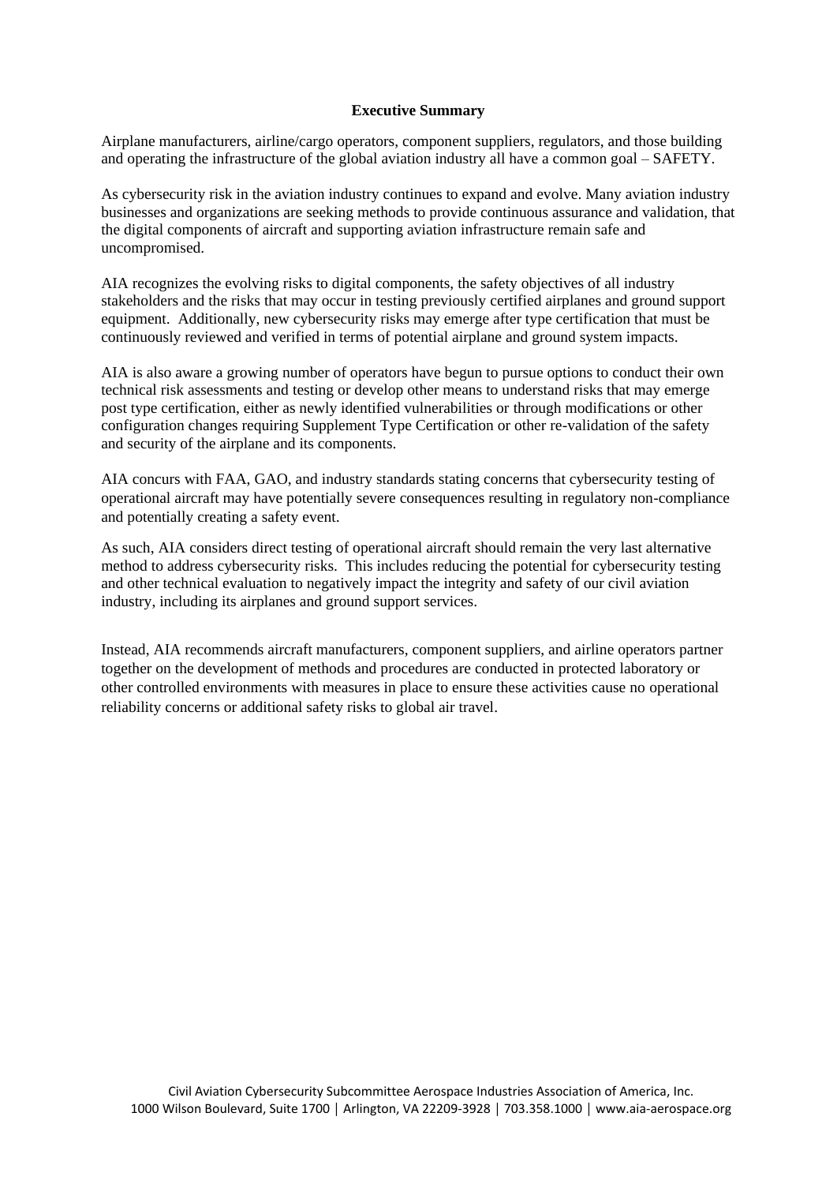## Executive Summary

Airplane manufacturers, airline/cargo operators, component suppliers, regulators, and those building and operating the infrastructure of the global aviation industry all have a common goal – SAFETY.

As cybersecurity risk in the aviation industry continues to expand and evolve. Many aviation industry businesses and organizations are seeking methods to provide continuous assurance and validation, that the digital components of aircraft and supporting aviation infrastructure remain safe and uncompromised.

AIA recognizes the evolving risks to digital components, the safety objectives of all industry stakeholders and the risks that may occur in testing previously certified airplanes and ground support equipment. Additionally, new cybersecurity risks may emerge after type certification that must be continuously reviewed and verified in terms of potential airplane and ground system impacts.

AIA is also aware a growing number of operators have begun to pursue options to conduct their own technical risk assessments and testing or develop other means to understand risks that may emerge post type certification, either as newly identified vulnerabilities or through modifications or other configuration changes requiring Supplement Type Certification or other re-validation of the safety and security of the airplane and its components.

AIA concurs with FAA, GAO, and industry standards stating concerns that cybersecurity testing of operational aircraft may have potentially severe consequences resulting in regulatory non-compliance and potentially creating a safety event.

As such, AIA considers direct testing of operational aircraft should remain the very last alternative method to address cybersecurity risks. This includes reducing the potential for cybersecurity testing and other technical evaluation to negatively impact the integrity and safety of our civil aviation industry, including its airplanes and ground support services.

Instead, AIA recommends aircraft manufacturers, component suppliers, and airline operators partner together on the development of methods and procedures are conducted in protected laboratory or other controlled environments with measures in place to ensure these activities cause no operational reliability concerns or additional safety risks to global air travel.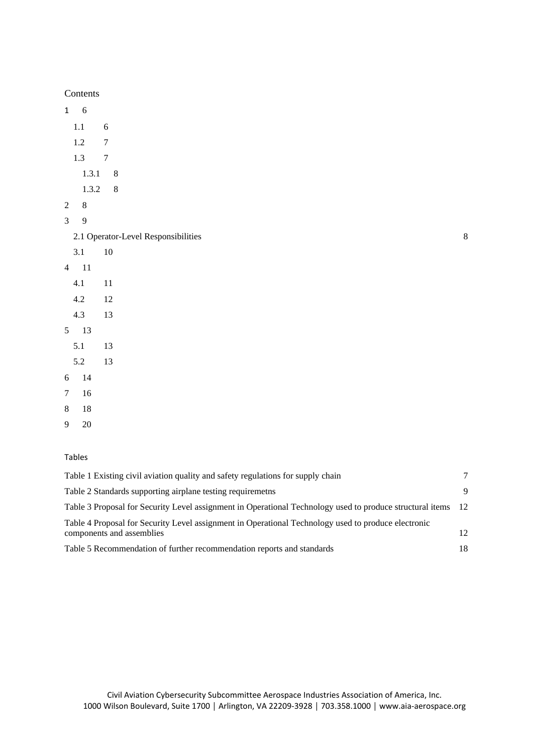Contents

1 6

1.1 6

1.2 7

1.3 7

1.3.1 8

1.3.2 8

2 8

3 9

2.1 Operator-Level Responsibilities 8

3.1 10

4 11

4.1 11

4.2 12

4.3 13

5 13

5.1 13

5.2 13

6 14

7 16

8 18

9 20

Tables

Table 1 Existing civil aviation quality and safety regulations for supply chain 7

Table 2 Standards supporting airplane testing requiremetns 9

Table 3 Proposal for Security Level assignment in Operational Technology used to produce structural items 12

Table 4 Proposal for Security Level assignment in Operational Technology used to produce electronic components and assemblies 12

Table 5 Recommendation of further recommendation reports and standards 18

Civil Aviation Cybersecurity Subcommittee Aerospace Industries Association of America, Inc.
1000 Wilson Boulevard, Suite 1700 | Arlington, VA 22209-3928 | 703.358.1000 | www.aia-aerospace.org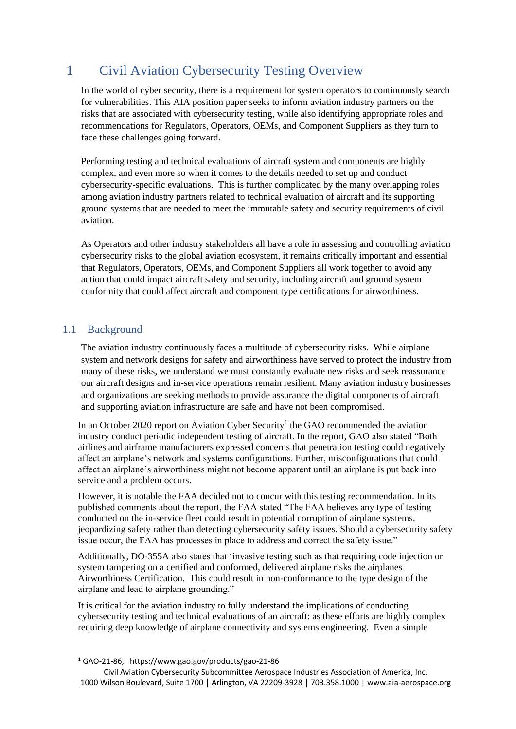# 1 Civil Aviation Cybersecurity Testing Overview

In the world of cyber security, there is a requirement for system operators to continuously search for vulnerabilities. This AIA position paper seeks to inform aviation industry partners on the risks that are associated with cybersecurity testing, while also identifying appropriate roles and recommendations for Regulators, Operators, OEMs, and Component Suppliers as they turn to face these challenges going forward.

Performing testing and technical evaluations of aircraft system and components are highly complex, and even more so when it comes to the details needed to set up and conduct cybersecurity-specific evaluations. This is further complicated by the many overlapping roles among aviation industry partners related to technical evaluation of aircraft and its supporting ground systems that are needed to meet the immutable safety and security requirements of civil aviation.

As Operators and other industry stakeholders all have a role in assessing and controlling aviation cybersecurity risks to the global aviation ecosystem, it remains critically important and essential that Regulators, Operators, OEMs, and Component Suppliers all work together to avoid any action that could impact aircraft safety and security, including aircraft and ground system conformity that could affect aircraft and component type certifications for airworthiness.

## 1.1 Background

The aviation industry continuously faces a multitude of cybersecurity risks. While airplane system and network designs for safety and airworthiness have served to protect the industry from many of these risks, we understand we must constantly evaluate new risks and seek reassurance our aircraft designs and in-service operations remain resilient. Many aviation industry businesses and organizations are seeking methods to provide assurance the digital components of aircraft and supporting aviation infrastructure are safe and have not been compromised.

In an October 2020 report on Aviation Cyber Security[1] the GAO recommended the aviation industry conduct periodic independent testing of aircraft. In the report, GAO also stated "Both airlines and airframe manufacturers expressed concerns that penetration testing could negatively affect an airplane's network and systems configurations. Further, misconfigurations that could affect an airplane's airworthiness might not become apparent until an airplane is put back into service and a problem occurs.

However, it is notable the FAA decided not to concur with this testing recommendation. In its published comments about the report, the FAA stated "The FAA believes any type of testing conducted on the in-service fleet could result in potential corruption of airplane systems, jeopardizing safety rather than detecting cybersecurity safety issues. Should a cybersecurity safety issue occur, the FAA has processes in place to address and correct the safety issue."

Additionally, DO-355A also states that 'invasive testing such as that requiring code injection or system tampering on a certified and conformed, delivered airplane risks the airplanes Airworthiness Certification. This could result in non-conformance to the type design of the airplane and lead to airplane grounding."

It is critical for the aviation industry to fully understand the implications of conducting cybersecurity testing and technical evaluations of an aircraft: as these efforts are highly complex requiring deep knowledge of airplane connectivity and systems engineering. Even a simple

[1] GAO-21-86, https://www.gao.gov/products/gao-21-86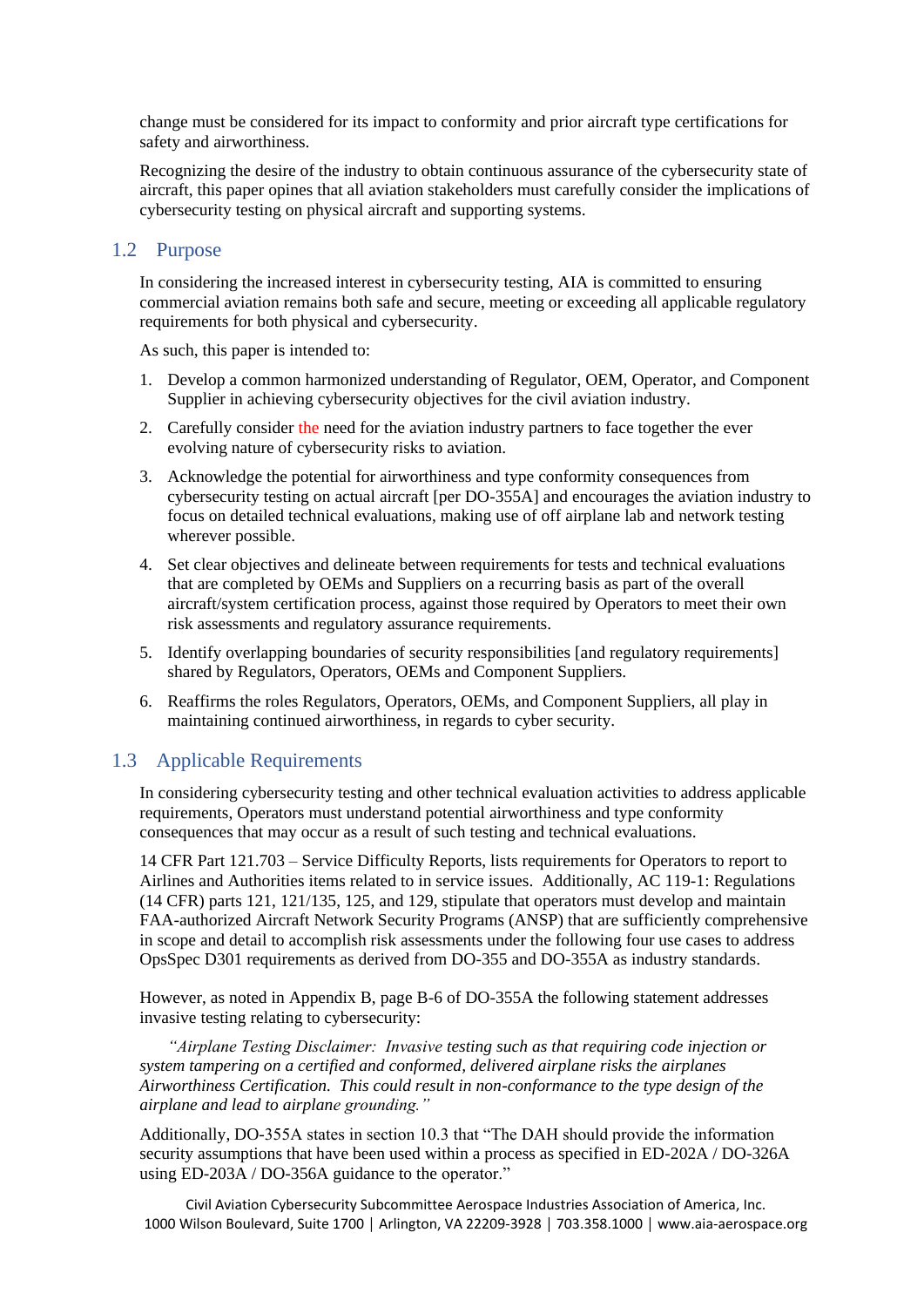change must be considered for its impact to conformity and prior aircraft type certifications for safety and airworthiness.

Recognizing the desire of the industry to obtain continuous assurance of the cybersecurity state of aircraft, this paper opines that all aviation stakeholders must carefully consider the implications of cybersecurity testing on physical aircraft and supporting systems.

## 1.2 Purpose

In considering the increased interest in cybersecurity testing, AIA is committed to ensuring commercial aviation remains both safe and secure, meeting or exceeding all applicable regulatory requirements for both physical and cybersecurity.

As such, this paper is intended to:

1. Develop a common harmonized understanding of Regulator, OEM, Operator, and Component Supplier in achieving cybersecurity objectives for the civil aviation industry.
2. Carefully consider the need for the aviation industry partners to face together the ever evolving nature of cybersecurity risks to aviation.
3. Acknowledge the potential for airworthiness and type conformity consequences from cybersecurity testing on actual aircraft [per DO-355A] and encourages the aviation industry to focus on detailed technical evaluations, making use of off airplane lab and network testing wherever possible.
4. Set clear objectives and delineate between requirements for tests and technical evaluations that are completed by OEMs and Suppliers on a recurring basis as part of the overall aircraft/system certification process, against those required by Operators to meet their own risk assessments and regulatory assurance requirements.
5. Identify overlapping boundaries of security responsibilities [and regulatory requirements] shared by Regulators, Operators, OEMs and Component Suppliers.
6. Reaffirms the roles Regulators, Operators, OEMs, and Component Suppliers, all play in maintaining continued airworthiness, in regards to cyber security.

## 1.3 Applicable Requirements

In considering cybersecurity testing and other technical evaluation activities to address applicable requirements, Operators must understand potential airworthiness and type conformity consequences that may occur as a result of such testing and technical evaluations.

14 CFR Part 121.703 – Service Difficulty Reports, lists requirements for Operators to report to Airlines and Authorities items related to in service issues. Additionally, AC 119-1: Regulations (14 CFR) parts 121, 121/135, 125, and 129, stipulate that operators must develop and maintain FAA-authorized Aircraft Network Security Programs (ANSP) that are sufficiently comprehensive in scope and detail to accomplish risk assessments under the following four use cases to address OpsSpec D301 requirements as derived from DO-355 and DO-355A as industry standards.

However, as noted in Appendix B, page B-6 of DO-355A the following statement addresses invasive testing relating to cybersecurity:

> *"Airplane Testing Disclaimer: Invasive testing such as that requiring code injection or system tampering on a certified and conformed, delivered airplane risks the airplanes Airworthiness Certification. This could result in non-conformance to the type design of the airplane and lead to airplane grounding."*

Additionally, DO-355A states in section 10.3 that "The DAH should provide the information security assumptions that have been used within a process as specified in ED-202A / DO-326A using ED-203A / DO-356A guidance to the operator."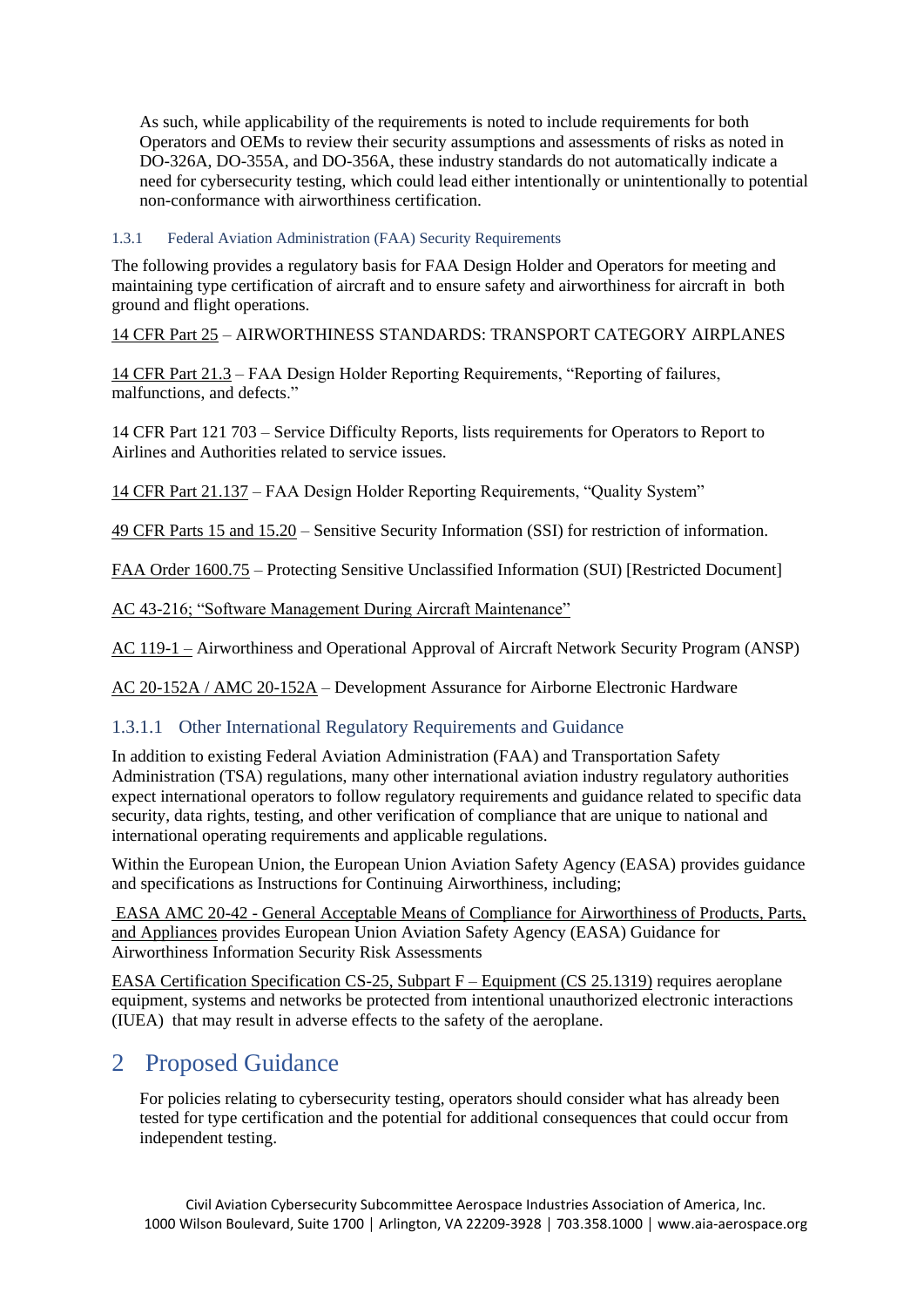As such, while applicability of the requirements is noted to include requirements for both Operators and OEMs to review their security assumptions and assessments of risks as noted in DO-326A, DO-355A, and DO-356A, these industry standards do not automatically indicate a need for cybersecurity testing, which could lead either intentionally or unintentionally to potential non-conformance with airworthiness certification.

### 1.3.1 Federal Aviation Administration (FAA) Security Requirements

The following provides a regulatory basis for FAA Design Holder and Operators for meeting and maintaining type certification of aircraft and to ensure safety and airworthiness for aircraft in both ground and flight operations.

14 CFR Part 25 – AIRWORTHINESS STANDARDS: TRANSPORT CATEGORY AIRPLANES

14 CFR Part 21.3 – FAA Design Holder Reporting Requirements, "Reporting of failures, malfunctions, and defects."

14 CFR Part 121 703 – Service Difficulty Reports, lists requirements for Operators to Report to Airlines and Authorities related to service issues.

14 CFR Part 21.137 – FAA Design Holder Reporting Requirements, "Quality System"

49 CFR Parts 15 and 15.20 – Sensitive Security Information (SSI) for restriction of information.

FAA Order 1600.75 – Protecting Sensitive Unclassified Information (SUI) [Restricted Document]

AC 43-216; "Software Management During Aircraft Maintenance"

AC 119-1 – Airworthiness and Operational Approval of Aircraft Network Security Program (ANSP)

AC 20-152A / AMC 20-152A – Development Assurance for Airborne Electronic Hardware

#### 1.3.1.1 Other International Regulatory Requirements and Guidance

In addition to existing Federal Aviation Administration (FAA) and Transportation Safety Administration (TSA) regulations, many other international aviation industry regulatory authorities expect international operators to follow regulatory requirements and guidance related to specific data security, data rights, testing, and other verification of compliance that are unique to national and international operating requirements and applicable regulations.

Within the European Union, the European Union Aviation Safety Agency (EASA) provides guidance and specifications as Instructions for Continuing Airworthiness, including;

EASA AMC 20-42 - General Acceptable Means of Compliance for Airworthiness of Products, Parts, and Appliances provides European Union Aviation Safety Agency (EASA) Guidance for Airworthiness Information Security Risk Assessments

EASA Certification Specification CS-25, Subpart F – Equipment (CS 25.1319) requires aeroplane equipment, systems and networks be protected from intentional unauthorized electronic interactions (IUEA) that may result in adverse effects to the safety of the aeroplane.

# 2 Proposed Guidance

For policies relating to cybersecurity testing, operators should consider what has already been tested for type certification and the potential for additional consequences that could occur from independent testing.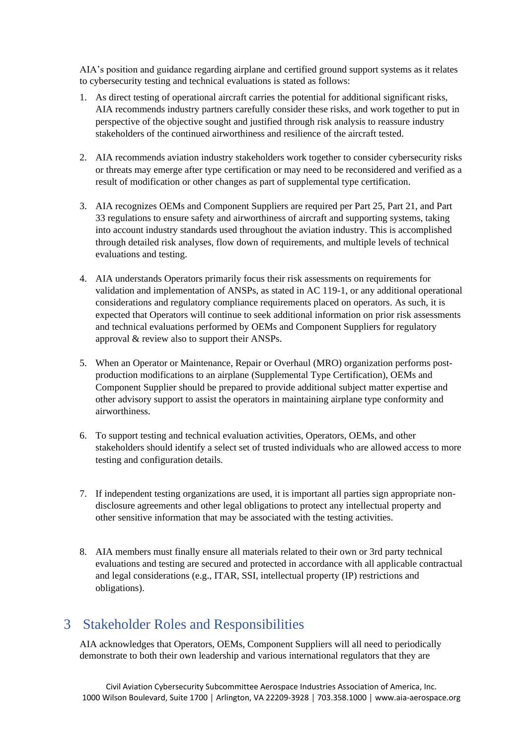AIA's position and guidance regarding airplane and certified ground support systems as it relates to cybersecurity testing and technical evaluations is stated as follows:

1. As direct testing of operational aircraft carries the potential for additional significant risks, AIA recommends industry partners carefully consider these risks, and work together to put in perspective of the objective sought and justified through risk analysis to reassure industry stakeholders of the continued airworthiness and resilience of the aircraft tested.

2. AIA recommends aviation industry stakeholders work together to consider cybersecurity risks or threats may emerge after type certification or may need to be reconsidered and verified as a result of modification or other changes as part of supplemental type certification.

3. AIA recognizes OEMs and Component Suppliers are required per Part 25, Part 21, and Part 33 regulations to ensure safety and airworthiness of aircraft and supporting systems, taking into account industry standards used throughout the aviation industry. This is accomplished through detailed risk analyses, flow down of requirements, and multiple levels of technical evaluations and testing.

4. AIA understands Operators primarily focus their risk assessments on requirements for validation and implementation of ANSPs, as stated in AC 119-1, or any additional operational considerations and regulatory compliance requirements placed on operators. As such, it is expected that Operators will continue to seek additional information on prior risk assessments and technical evaluations performed by OEMs and Component Suppliers for regulatory approval & review also to support their ANSPs.

5. When an Operator or Maintenance, Repair or Overhaul (MRO) organization performs post-production modifications to an airplane (Supplemental Type Certification), OEMs and Component Supplier should be prepared to provide additional subject matter expertise and other advisory support to assist the operators in maintaining airplane type conformity and airworthiness.

6. To support testing and technical evaluation activities, Operators, OEMs, and other stakeholders should identify a select set of trusted individuals who are allowed access to more testing and configuration details.

7. If independent testing organizations are used, it is important all parties sign appropriate non-disclosure agreements and other legal obligations to protect any intellectual property and other sensitive information that may be associated with the testing activities.

8. AIA members must finally ensure all materials related to their own or 3rd party technical evaluations and testing are secured and protected in accordance with all applicable contractual and legal considerations (e.g., ITAR, SSI, intellectual property (IP) restrictions and obligations).

# 3 Stakeholder Roles and Responsibilities

AIA acknowledges that Operators, OEMs, Component Suppliers will all need to periodically demonstrate to both their own leadership and various international regulators that they are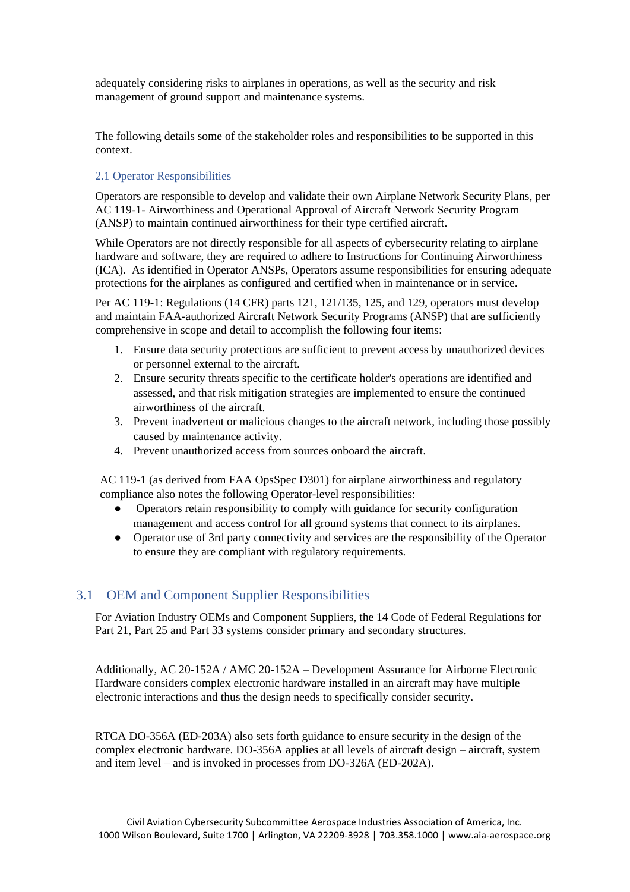adequately considering risks to airplanes in operations, as well as the security and risk management of ground support and maintenance systems.

The following details some of the stakeholder roles and responsibilities to be supported in this context.

### 2.1 Operator Responsibilities

Operators are responsible to develop and validate their own Airplane Network Security Plans, per AC 119-1- Airworthiness and Operational Approval of Aircraft Network Security Program (ANSP) to maintain continued airworthiness for their type certified aircraft.

While Operators are not directly responsible for all aspects of cybersecurity relating to airplane hardware and software, they are required to adhere to Instructions for Continuing Airworthiness (ICA). As identified in Operator ANSPs, Operators assume responsibilities for ensuring adequate protections for the airplanes as configured and certified when in maintenance or in service.

Per AC 119-1: Regulations (14 CFR) parts 121, 121/135, 125, and 129, operators must develop and maintain FAA-authorized Aircraft Network Security Programs (ANSP) that are sufficiently comprehensive in scope and detail to accomplish the following four items:

1. Ensure data security protections are sufficient to prevent access by unauthorized devices or personnel external to the aircraft.
2. Ensure security threats specific to the certificate holder's operations are identified and assessed, and that risk mitigation strategies are implemented to ensure the continued airworthiness of the aircraft.
3. Prevent inadvertent or malicious changes to the aircraft network, including those possibly caused by maintenance activity.
4. Prevent unauthorized access from sources onboard the aircraft.

AC 119-1 (as derived from FAA OpsSpec D301) for airplane airworthiness and regulatory compliance also notes the following Operator-level responsibilities:

- Operators retain responsibility to comply with guidance for security configuration management and access control for all ground systems that connect to its airplanes.
- Operator use of 3rd party connectivity and services are the responsibility of the Operator to ensure they are compliant with regulatory requirements.

## 3.1 OEM and Component Supplier Responsibilities

For Aviation Industry OEMs and Component Suppliers, the 14 Code of Federal Regulations for Part 21, Part 25 and Part 33 systems consider primary and secondary structures.

Additionally, AC 20-152A / AMC 20-152A – Development Assurance for Airborne Electronic Hardware considers complex electronic hardware installed in an aircraft may have multiple electronic interactions and thus the design needs to specifically consider security.

RTCA DO-356A (ED-203A) also sets forth guidance to ensure security in the design of the complex electronic hardware. DO-356A applies at all levels of aircraft design – aircraft, system and item level – and is invoked in processes from DO-326A (ED-202A).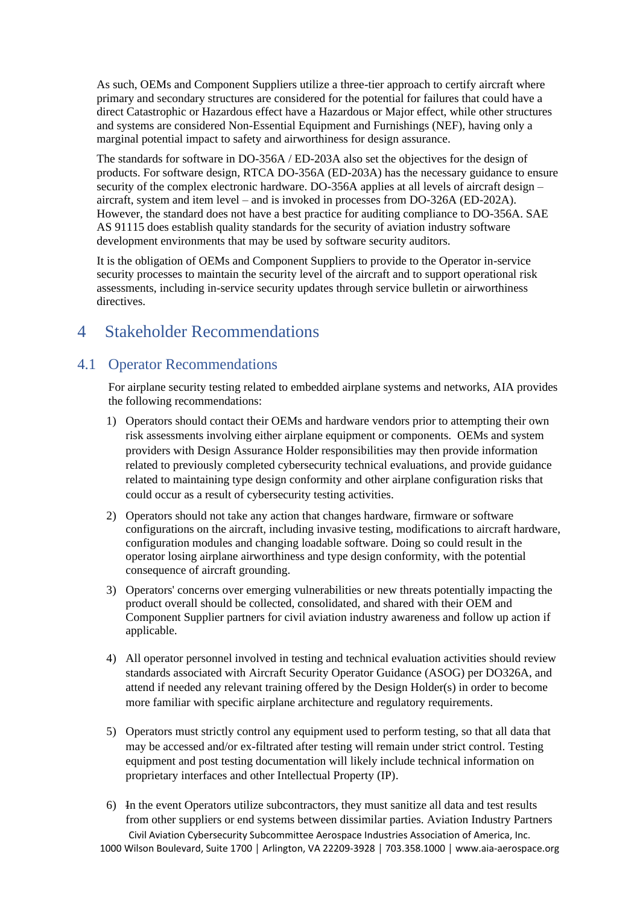As such, OEMs and Component Suppliers utilize a three-tier approach to certify aircraft where primary and secondary structures are considered for the potential for failures that could have a direct Catastrophic or Hazardous effect have a Hazardous or Major effect, while other structures and systems are considered Non-Essential Equipment and Furnishings (NEF), having only a marginal potential impact to safety and airworthiness for design assurance.

The standards for software in DO-356A / ED-203A also set the objectives for the design of products. For software design, RTCA DO-356A (ED-203A) has the necessary guidance to ensure security of the complex electronic hardware. DO-356A applies at all levels of aircraft design – aircraft, system and item level – and is invoked in processes from DO-326A (ED-202A). However, the standard does not have a best practice for auditing compliance to DO-356A. SAE AS 91115 does establish quality standards for the security of aviation industry software development environments that may be used by software security auditors.

It is the obligation of OEMs and Component Suppliers to provide to the Operator in-service security processes to maintain the security level of the aircraft and to support operational risk assessments, including in-service security updates through service bulletin or airworthiness directives.

# 4 Stakeholder Recommendations

## 4.1 Operator Recommendations

For airplane security testing related to embedded airplane systems and networks, AIA provides the following recommendations:

1) Operators should contact their OEMs and hardware vendors prior to attempting their own risk assessments involving either airplane equipment or components. OEMs and system providers with Design Assurance Holder responsibilities may then provide information related to previously completed cybersecurity technical evaluations, and provide guidance related to maintaining type design conformity and other airplane configuration risks that could occur as a result of cybersecurity testing activities.

2) Operators should not take any action that changes hardware, firmware or software configurations on the aircraft, including invasive testing, modifications to aircraft hardware, configuration modules and changing loadable software. Doing so could result in the operator losing airplane airworthiness and type design conformity, with the potential consequence of aircraft grounding.

3) Operators' concerns over emerging vulnerabilities or new threats potentially impacting the product overall should be collected, consolidated, and shared with their OEM and Component Supplier partners for civil aviation industry awareness and follow up action if applicable.

4) All operator personnel involved in testing and technical evaluation activities should review standards associated with Aircraft Security Operator Guidance (ASOG) per DO326A, and attend if needed any relevant training offered by the Design Holder(s) in order to become more familiar with specific airplane architecture and regulatory requirements.

5) Operators must strictly control any equipment used to perform testing, so that all data that may be accessed and/or ex-filtrated after testing will remain under strict control. Testing equipment and post testing documentation will likely include technical information on proprietary interfaces and other Intellectual Property (IP).

6) In the event Operators utilize subcontractors, they must sanitize all data and test results from other suppliers or end systems between dissimilar parties. Aviation Industry Partners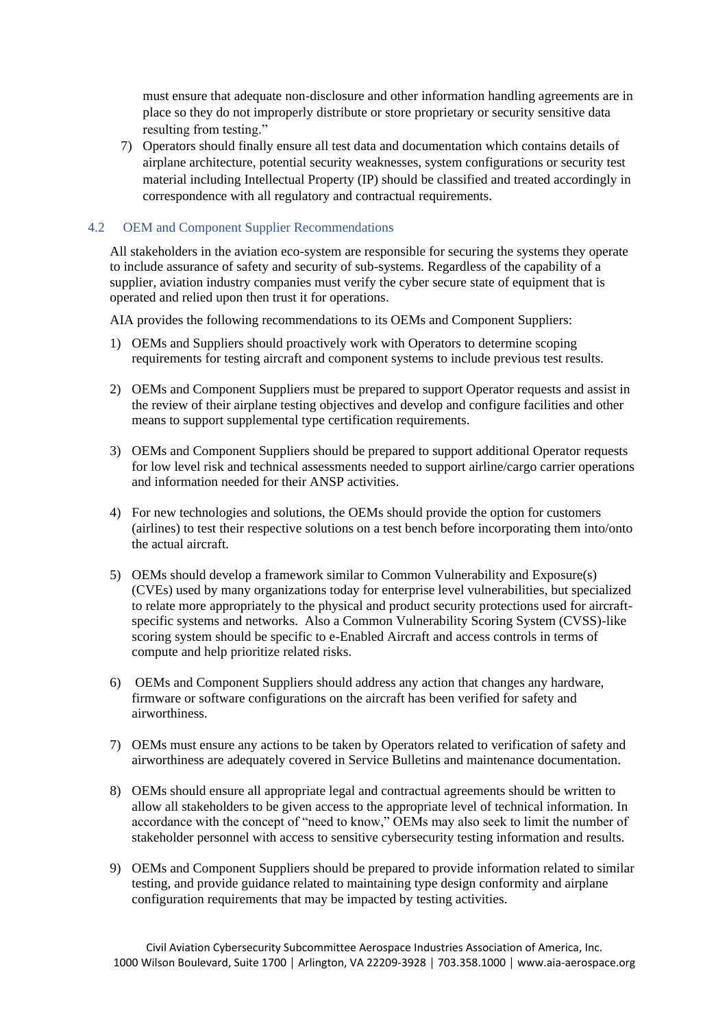must ensure that adequate non-disclosure and other information handling agreements are in place so they do not improperly distribute or store proprietary or security sensitive data resulting from testing."

7) Operators should finally ensure all test data and documentation which contains details of airplane architecture, potential security weaknesses, system configurations or security test material including Intellectual Property (IP) should be classified and treated accordingly in correspondence with all regulatory and contractual requirements.

### 4.2 OEM and Component Supplier Recommendations

All stakeholders in the aviation eco-system are responsible for securing the systems they operate to include assurance of safety and security of sub-systems. Regardless of the capability of a supplier, aviation industry companies must verify the cyber secure state of equipment that is operated and relied upon then trust it for operations.

AIA provides the following recommendations to its OEMs and Component Suppliers:

1) OEMs and Suppliers should proactively work with Operators to determine scoping requirements for testing aircraft and component systems to include previous test results.

2) OEMs and Component Suppliers must be prepared to support Operator requests and assist in the review of their airplane testing objectives and develop and configure facilities and other means to support supplemental type certification requirements.

3) OEMs and Component Suppliers should be prepared to support additional Operator requests for low level risk and technical assessments needed to support airline/cargo carrier operations and information needed for their ANSP activities.

4) For new technologies and solutions, the OEMs should provide the option for customers (airlines) to test their respective solutions on a test bench before incorporating them into/onto the actual aircraft.

5) OEMs should develop a framework similar to Common Vulnerability and Exposure(s) (CVEs) used by many organizations today for enterprise level vulnerabilities, but specialized to relate more appropriately to the physical and product security protections used for aircraft-specific systems and networks. Also a Common Vulnerability Scoring System (CVSS)-like scoring system should be specific to e-Enabled Aircraft and access controls in terms of compute and help prioritize related risks.

6) OEMs and Component Suppliers should address any action that changes any hardware, firmware or software configurations on the aircraft has been verified for safety and airworthiness.

7) OEMs must ensure any actions to be taken by Operators related to verification of safety and airworthiness are adequately covered in Service Bulletins and maintenance documentation.

8) OEMs should ensure all appropriate legal and contractual agreements should be written to allow all stakeholders to be given access to the appropriate level of technical information. In accordance with the concept of "need to know," OEMs may also seek to limit the number of stakeholder personnel with access to sensitive cybersecurity testing information and results.

9) OEMs and Component Suppliers should be prepared to provide information related to similar testing, and provide guidance related to maintaining type design conformity and airplane configuration requirements that may be impacted by testing activities.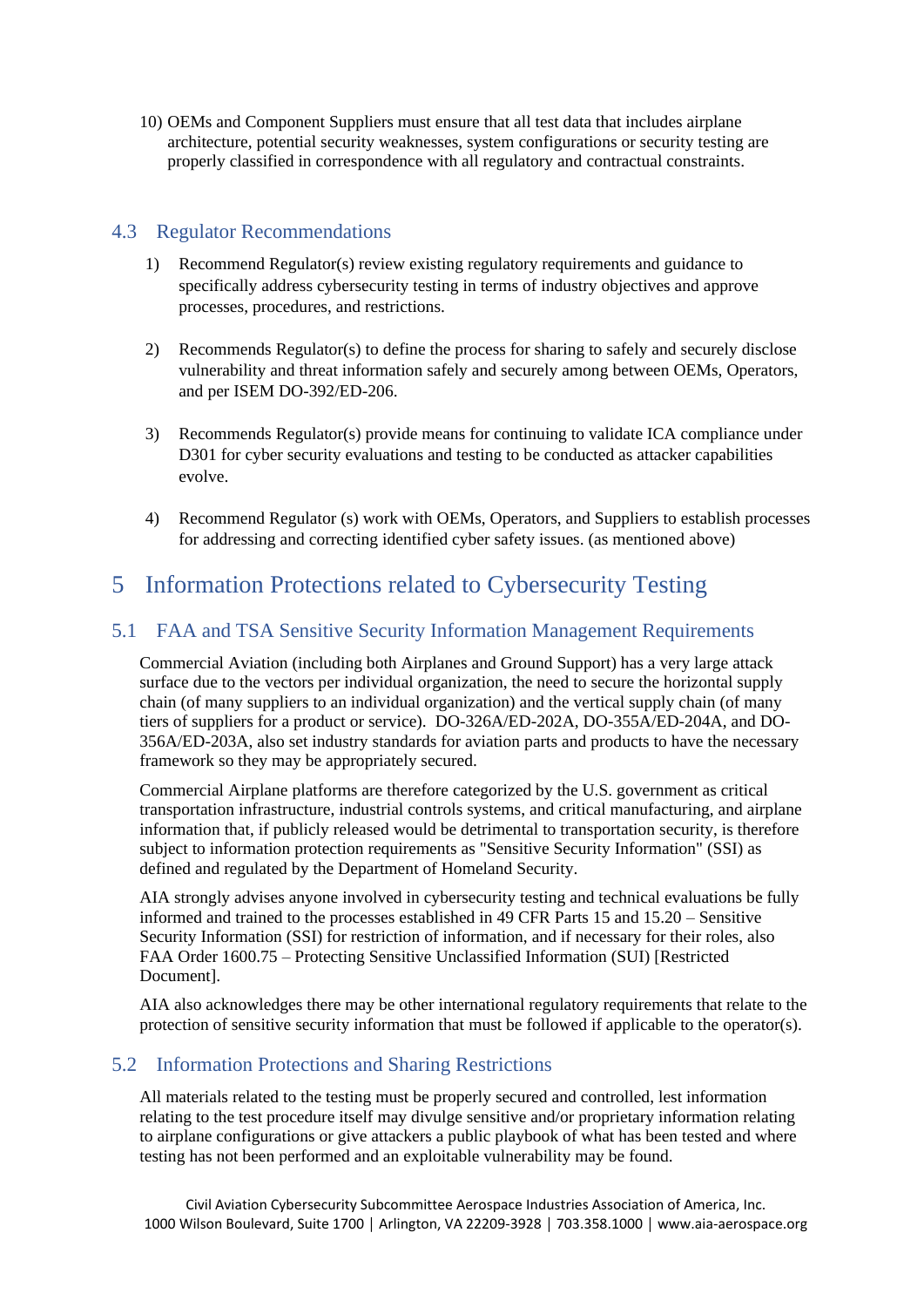10) OEMs and Component Suppliers must ensure that all test data that includes airplane architecture, potential security weaknesses, system configurations or security testing are properly classified in correspondence with all regulatory and contractual constraints.

### 4.3 Regulator Recommendations

1) Recommend Regulator(s) review existing regulatory requirements and guidance to specifically address cybersecurity testing in terms of industry objectives and approve processes, procedures, and restrictions.

2) Recommends Regulator(s) to define the process for sharing to safely and securely disclose vulnerability and threat information safely and securely among between OEMs, Operators, and per ISEM DO-392/ED-206.

3) Recommends Regulator(s) provide means for continuing to validate ICA compliance under D301 for cyber security evaluations and testing to be conducted as attacker capabilities evolve.

4) Recommend Regulator (s) work with OEMs, Operators, and Suppliers to establish processes for addressing and correcting identified cyber safety issues. (as mentioned above)

## 5 Information Protections related to Cybersecurity Testing

### 5.1 FAA and TSA Sensitive Security Information Management Requirements

Commercial Aviation (including both Airplanes and Ground Support) has a very large attack surface due to the vectors per individual organization, the need to secure the horizontal supply chain (of many suppliers to an individual organization) and the vertical supply chain (of many tiers of suppliers for a product or service). DO-326A/ED-202A, DO-355A/ED-204A, and DO-356A/ED-203A, also set industry standards for aviation parts and products to have the necessary framework so they may be appropriately secured.

Commercial Airplane platforms are therefore categorized by the U.S. government as critical transportation infrastructure, industrial controls systems, and critical manufacturing, and airplane information that, if publicly released would be detrimental to transportation security, is therefore subject to information protection requirements as "Sensitive Security Information" (SSI) as defined and regulated by the Department of Homeland Security.

AIA strongly advises anyone involved in cybersecurity testing and technical evaluations be fully informed and trained to the processes established in 49 CFR Parts 15 and 15.20 – Sensitive Security Information (SSI) for restriction of information, and if necessary for their roles, also FAA Order 1600.75 – Protecting Sensitive Unclassified Information (SUI) [Restricted Document].

AIA also acknowledges there may be other international regulatory requirements that relate to the protection of sensitive security information that must be followed if applicable to the operator(s).

### 5.2 Information Protections and Sharing Restrictions

All materials related to the testing must be properly secured and controlled, lest information relating to the test procedure itself may divulge sensitive and/or proprietary information relating to airplane configurations or give attackers a public playbook of what has been tested and where testing has not been performed and an exploitable vulnerability may be found.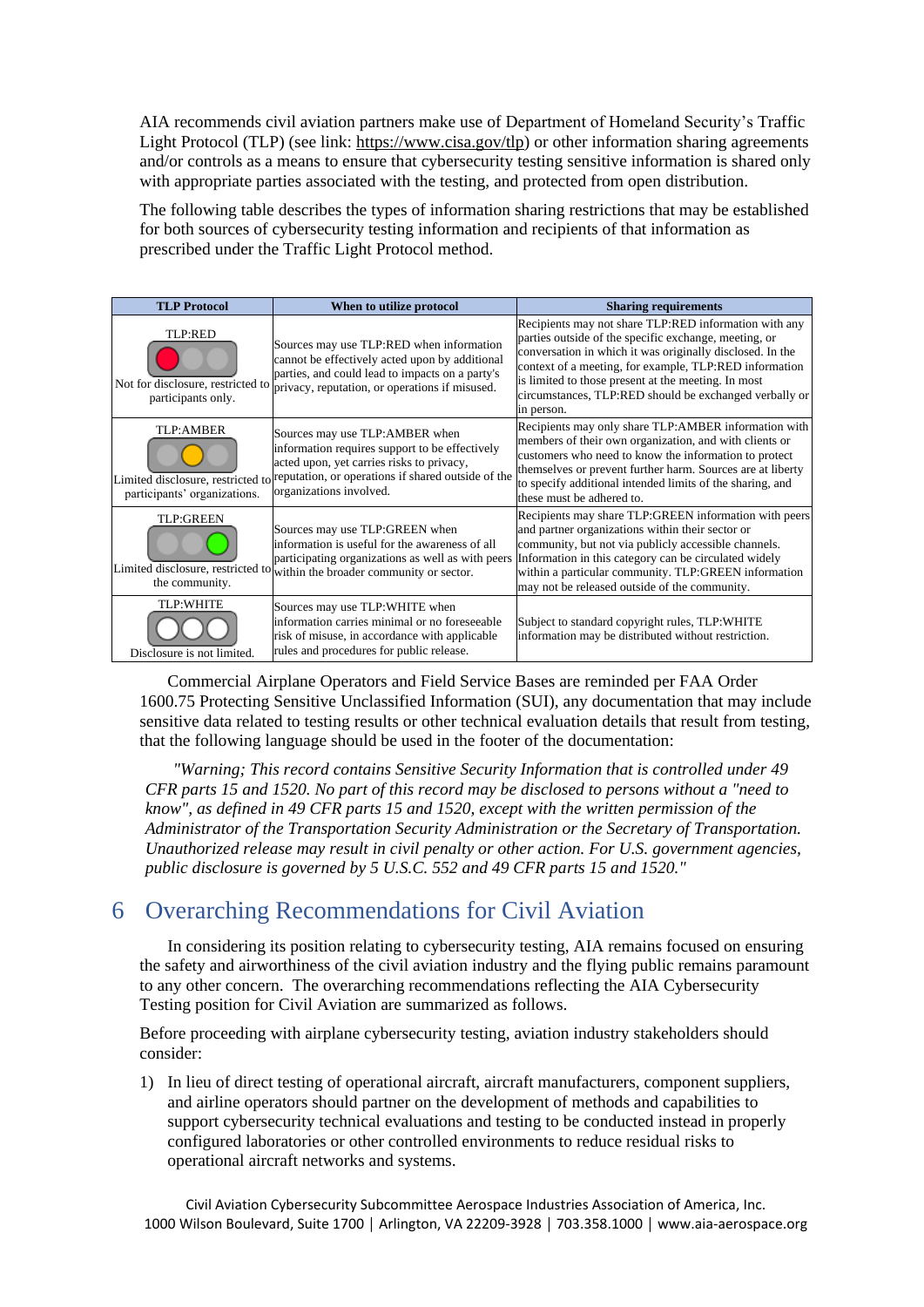AIA recommends civil aviation partners make use of Department of Homeland Security's Traffic Light Protocol (TLP) (see link: https://www.cisa.gov/tlp) or other information sharing agreements and/or controls as a means to ensure that cybersecurity testing sensitive information is shared only with appropriate parties associated with the testing, and protected from open distribution.

The following table describes the types of information sharing restrictions that may be established for both sources of cybersecurity testing information and recipients of that information as prescribed under the Traffic Light Protocol method.

| TLP Protocol | When to utilize protocol | Sharing requirements |
|---|---|---|
| TLP:RED<br>Not for disclosure, restricted to participants only. | Sources may use TLP:RED when information cannot be effectively acted upon by additional parties, and could lead to impacts on a party's privacy, reputation, or operations if misused. | Recipients may not share TLP:RED information with any parties outside of the specific exchange, meeting, or conversation in which it was originally disclosed. In the context of a meeting, for example, TLP:RED information is limited to those present at the meeting. In most circumstances, TLP:RED should be exchanged verbally or in person. |
| TLP:AMBER<br>Limited disclosure, restricted to participants' organizations. | Sources may use TLP:AMBER when information requires support to be effectively acted upon, yet carries risks to privacy, reputation, or operations if shared outside of the organizations involved. | Recipients may only share TLP:AMBER information with members of their own organization, and with clients or customers who need to know the information to protect themselves or prevent further harm. Sources are at liberty to specify additional intended limits of the sharing, and these must be adhered to. |
| TLP:GREEN<br>Limited disclosure, restricted to the community. | Sources may use TLP:GREEN when information is useful for the awareness of all participating organizations as well as with peers within the broader community or sector. | Recipients may share TLP:GREEN information with peers and partner organizations within their sector or community, but not via publicly accessible channels. Information in this category can be circulated widely within a particular community. TLP:GREEN information may not be released outside of the community. |
| TLP:WHITE<br>Disclosure is not limited. | Sources may use TLP:WHITE when information carries minimal or no foreseeable risk of misuse, in accordance with applicable rules and procedures for public release. | Subject to standard copyright rules, TLP:WHITE information may be distributed without restriction. |

Commercial Airplane Operators and Field Service Bases are reminded per FAA Order 1600.75 Protecting Sensitive Unclassified Information (SUI), any documentation that may include sensitive data related to testing results or other technical evaluation details that result from testing, that the following language should be used in the footer of the documentation:

*"Warning; This record contains Sensitive Security Information that is controlled under 49 CFR parts 15 and 1520. No part of this record may be disclosed to persons without a "need to know", as defined in 49 CFR parts 15 and 1520, except with the written permission of the Administrator of the Transportation Security Administration or the Secretary of Transportation. Unauthorized release may result in civil penalty or other action. For U.S. government agencies, public disclosure is governed by 5 U.S.C. 552 and 49 CFR parts 15 and 1520."*

# 6 Overarching Recommendations for Civil Aviation

In considering its position relating to cybersecurity testing, AIA remains focused on ensuring the safety and airworthiness of the civil aviation industry and the flying public remains paramount to any other concern. The overarching recommendations reflecting the AIA Cybersecurity Testing position for Civil Aviation are summarized as follows.

Before proceeding with airplane cybersecurity testing, aviation industry stakeholders should consider:

1) In lieu of direct testing of operational aircraft, aircraft manufacturers, component suppliers, and airline operators should partner on the development of methods and capabilities to support cybersecurity technical evaluations and testing to be conducted instead in properly configured laboratories or other controlled environments to reduce residual risks to operational aircraft networks and systems.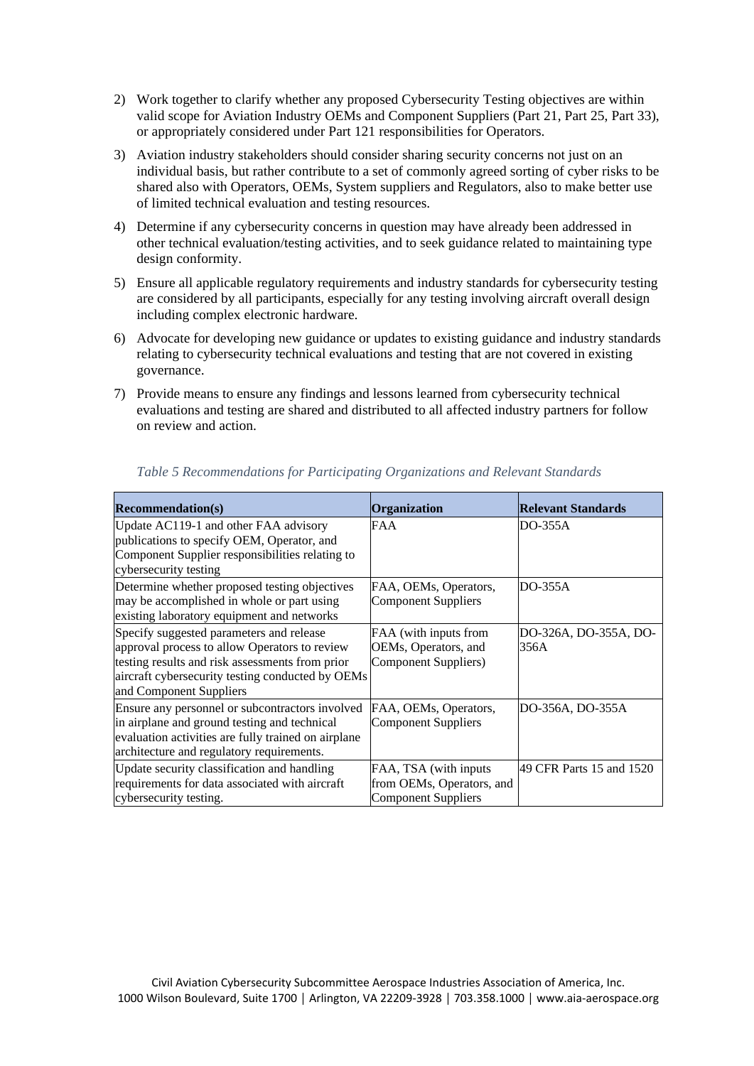2) Work together to clarify whether any proposed Cybersecurity Testing objectives are within valid scope for Aviation Industry OEMs and Component Suppliers (Part 21, Part 25, Part 33), or appropriately considered under Part 121 responsibilities for Operators.

3) Aviation industry stakeholders should consider sharing security concerns not just on an individual basis, but rather contribute to a set of commonly agreed sorting of cyber risks to be shared also with Operators, OEMs, System suppliers and Regulators, also to make better use of limited technical evaluation and testing resources.

4) Determine if any cybersecurity concerns in question may have already been addressed in other technical evaluation/testing activities, and to seek guidance related to maintaining type design conformity.

5) Ensure all applicable regulatory requirements and industry standards for cybersecurity testing are considered by all participants, especially for any testing involving aircraft overall design including complex electronic hardware.

6) Advocate for developing new guidance or updates to existing guidance and industry standards relating to cybersecurity technical evaluations and testing that are not covered in existing governance.

7) Provide means to ensure any findings and lessons learned from cybersecurity technical evaluations and testing are shared and distributed to all affected industry partners for follow on review and action.

*Table 5 Recommendations for Participating Organizations and Relevant Standards*

| **Recommendation(s)** | **Organization** | **Relevant Standards** |
|---|---|---|
| Update AC119-1 and other FAA advisory publications to specify OEM, Operator, and Component Supplier responsibilities relating to cybersecurity testing | FAA | DO-355A |
| Determine whether proposed testing objectives may be accomplished in whole or part using existing laboratory equipment and networks | FAA, OEMs, Operators, Component Suppliers | DO-355A |
| Specify suggested parameters and release approval process to allow Operators to review testing results and risk assessments from prior aircraft cybersecurity testing conducted by OEMs and Component Suppliers | FAA (with inputs from OEMs, Operators, and Component Suppliers) | DO-326A, DO-355A, DO-356A |
| Ensure any personnel or subcontractors involved in airplane and ground testing and technical evaluation activities are fully trained on airplane architecture and regulatory requirements. | FAA, OEMs, Operators, Component Suppliers | DO-356A, DO-355A |
| Update security classification and handling requirements for data associated with aircraft cybersecurity testing. | FAA, TSA (with inputs from OEMs, Operators, and Component Suppliers | 49 CFR Parts 15 and 1520 |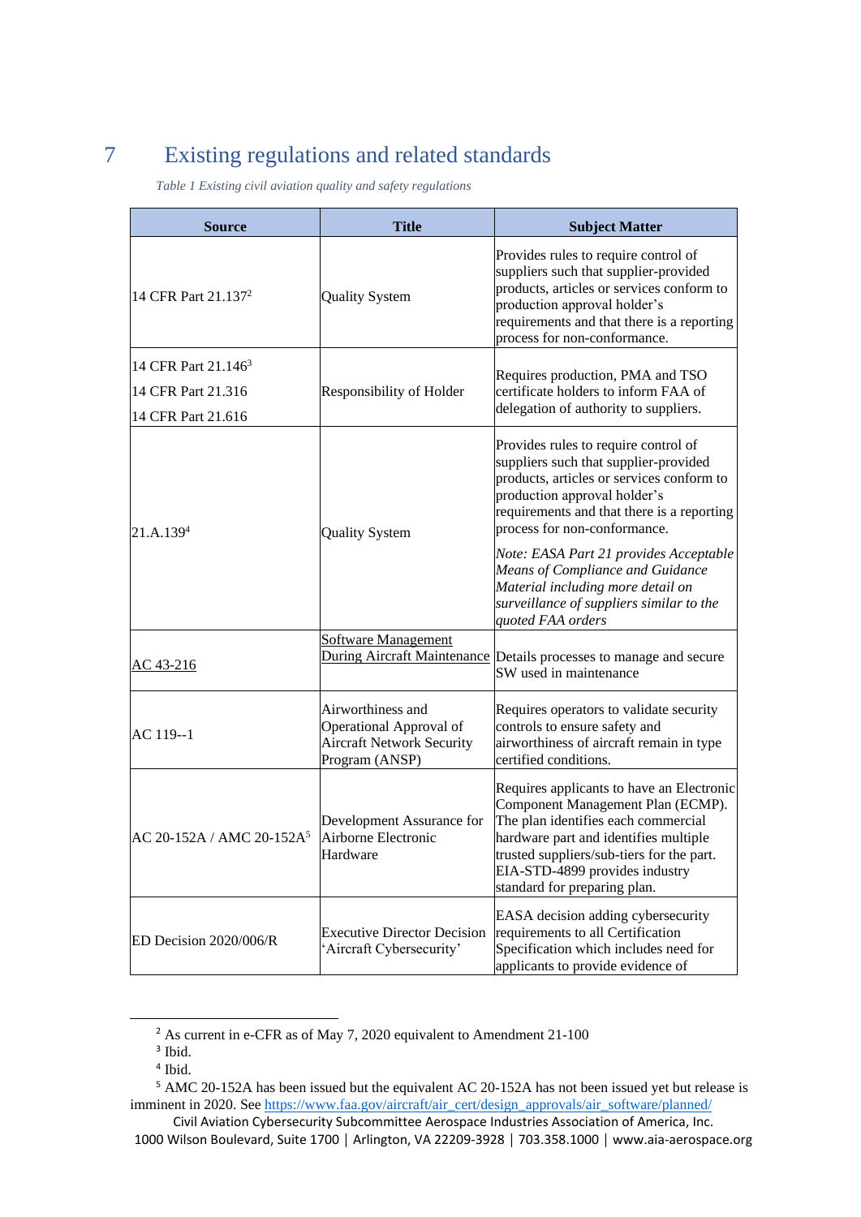# 7 Existing regulations and related standards

*Table 1 Existing civil aviation quality and safety regulations*

| Source | Title | Subject Matter |
|---|---|---|
| 14 CFR Part 21.137[2] | Quality System | Provides rules to require control of suppliers such that supplier-provided products, articles or services conform to production approval holder's requirements and that there is a reporting process for non-conformance. |
| 14 CFR Part 21.146[3]<br>14 CFR Part 21.316<br>14 CFR Part 21.616 | Responsibility of Holder | Requires production, PMA and TSO certificate holders to inform FAA of delegation of authority to suppliers. |
| 21.A.139[4] | Quality System | Provides rules to require control of suppliers such that supplier-provided products, articles or services conform to production approval holder's requirements and that there is a reporting process for non-conformance.<br>*Note: EASA Part 21 provides Acceptable Means of Compliance and Guidance Material including more detail on surveillance of suppliers similar to the quoted FAA orders* |
| AC 43-216 | Software Management During Aircraft Maintenance | Details processes to manage and secure SW used in maintenance |
| AC 119--1 | Airworthiness and Operational Approval of Aircraft Network Security Program (ANSP) | Requires operators to validate security controls to ensure safety and airworthiness of aircraft remain in type certified conditions. |
| AC 20-152A / AMC 20-152A[5] | Development Assurance for Airborne Electronic Hardware | Requires applicants to have an Electronic Component Management Plan (ECMP). The plan identifies each commercial hardware part and identifies multiple trusted suppliers/sub-tiers for the part. EIA-STD-4899 provides industry standard for preparing plan. |
| ED Decision 2020/006/R | Executive Director Decision 'Aircraft Cybersecurity' | EASA decision adding cybersecurity requirements to all Certification Specification which includes need for applicants to provide evidence of |

[2] As current in e-CFR as of May 7, 2020 equivalent to Amendment 21-100

[3] Ibid.

[4] Ibid.

[5] AMC 20-152A has been issued but the equivalent AC 20-152A has not been issued yet but release is imminent in 2020. See https://www.faa.gov/aircraft/air_cert/design_approvals/air_software/planned/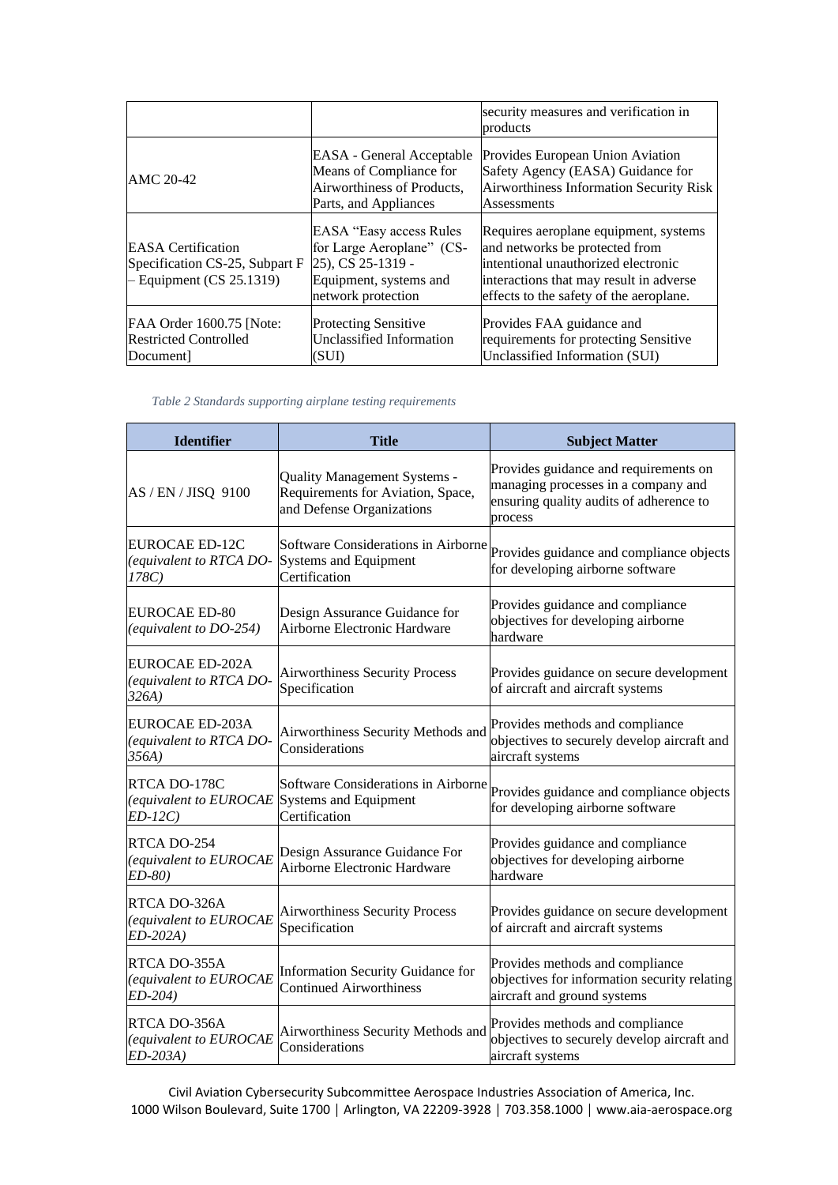| | | security measures and verification in products |
|---|---|---|
| AMC 20-42 | EASA - General Acceptable Means of Compliance for Airworthiness of Products, Parts, and Appliances | Provides European Union Aviation Safety Agency (EASA) Guidance for Airworthiness Information Security Risk Assessments |
| EASA Certification Specification CS-25, Subpart F – Equipment (CS 25.1319) | EASA "Easy access Rules for Large Aeroplane" (CS-25), CS 25-1319 - Equipment, systems and network protection | Requires aeroplane equipment, systems and networks be protected from intentional unauthorized electronic interactions that may result in adverse effects to the safety of the aeroplane. |
| FAA Order 1600.75 [Note: Restricted Controlled Document] | Protecting Sensitive Unclassified Information (SUI) | Provides FAA guidance and requirements for protecting Sensitive Unclassified Information (SUI) |

*Table 2 Standards supporting airplane testing requirements*

| Identifier | Title | Subject Matter |
|---|---|---|
| AS / EN / JISQ 9100 | Quality Management Systems - Requirements for Aviation, Space, and Defense Organizations | Provides guidance and requirements on managing processes in a company and ensuring quality audits of adherence to process |
| EUROCAE ED-12C *(equivalent to RTCA DO-178C)* | Software Considerations in Airborne Systems and Equipment Certification | Provides guidance and compliance objects for developing airborne software |
| EUROCAE ED-80 *(equivalent to DO-254)* | Design Assurance Guidance for Airborne Electronic Hardware | Provides guidance and compliance objectives for developing airborne hardware |
| EUROCAE ED-202A *(equivalent to RTCA DO-326A)* | Airworthiness Security Process Specification | Provides guidance on secure development of aircraft and aircraft systems |
| EUROCAE ED-203A *(equivalent to RTCA DO-356A)* | Airworthiness Security Methods and Considerations | Provides methods and compliance objectives to securely develop aircraft and aircraft systems |
| RTCA DO-178C *(equivalent to EUROCAE ED-12C)* | Software Considerations in Airborne Systems and Equipment Certification | Provides guidance and compliance objects for developing airborne software |
| RTCA DO-254 *(equivalent to EUROCAE ED-80)* | Design Assurance Guidance For Airborne Electronic Hardware | Provides guidance and compliance objectives for developing airborne hardware |
| RTCA DO-326A *(equivalent to EUROCAE ED-202A)* | Airworthiness Security Process Specification | Provides guidance on secure development of aircraft and aircraft systems |
| RTCA DO-355A *(equivalent to EUROCAE ED-204)* | Information Security Guidance for Continued Airworthiness | Provides methods and compliance objectives for information security relating aircraft and ground systems |
| RTCA DO-356A *(equivalent to EUROCAE ED-203A)* | Airworthiness Security Methods and Considerations | Provides methods and compliance objectives to securely develop aircraft and aircraft systems |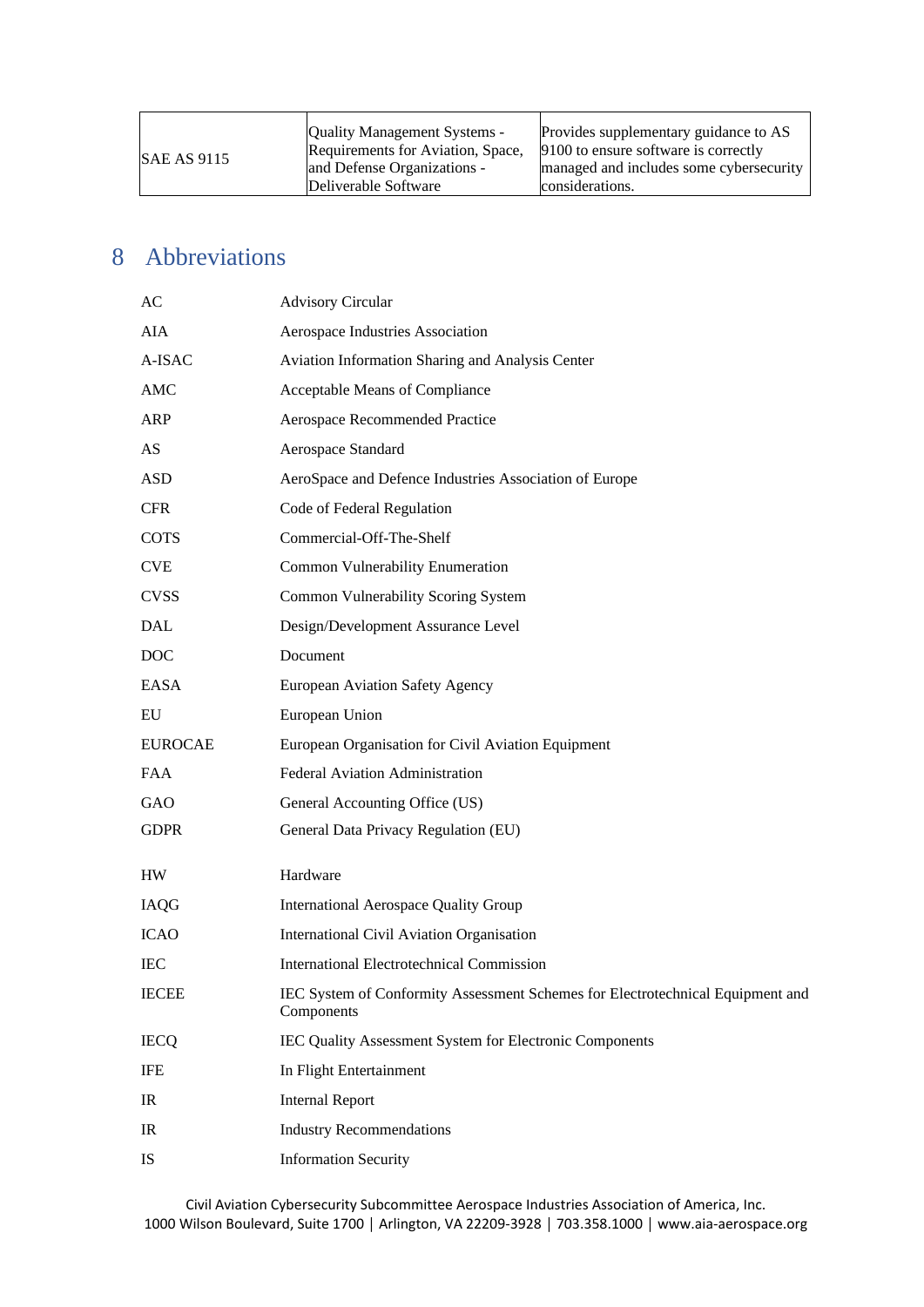| SAE AS 9115 | Quality Management Systems - Requirements for Aviation, Space, and Defense Organizations - Deliverable Software | Provides supplementary guidance to AS 9100 to ensure software is correctly managed and includes some cybersecurity considerations. |
|---|---|---|

# 8 Abbreviations

| | |
|---|---|
| AC | Advisory Circular |
| AIA | Aerospace Industries Association |
| A-ISAC | Aviation Information Sharing and Analysis Center |
| AMC | Acceptable Means of Compliance |
| ARP | Aerospace Recommended Practice |
| AS | Aerospace Standard |
| ASD | AeroSpace and Defence Industries Association of Europe |
| CFR | Code of Federal Regulation |
| COTS | Commercial-Off-The-Shelf |
| CVE | Common Vulnerability Enumeration |
| CVSS | Common Vulnerability Scoring System |
| DAL | Design/Development Assurance Level |
| DOC | Document |
| EASA | European Aviation Safety Agency |
| EU | European Union |
| EUROCAE | European Organisation for Civil Aviation Equipment |
| FAA | Federal Aviation Administration |
| GAO | General Accounting Office (US) |
| GDPR | General Data Privacy Regulation (EU) |
| HW | Hardware |
| IAQG | International Aerospace Quality Group |
| ICAO | International Civil Aviation Organisation |
| IEC | International Electrotechnical Commission |
| IECEE | IEC System of Conformity Assessment Schemes for Electrotechnical Equipment and Components |
| IECQ | IEC Quality Assessment System for Electronic Components |
| IFE | In Flight Entertainment |
| IR | Internal Report |
| IR | Industry Recommendations |
| IS | Information Security |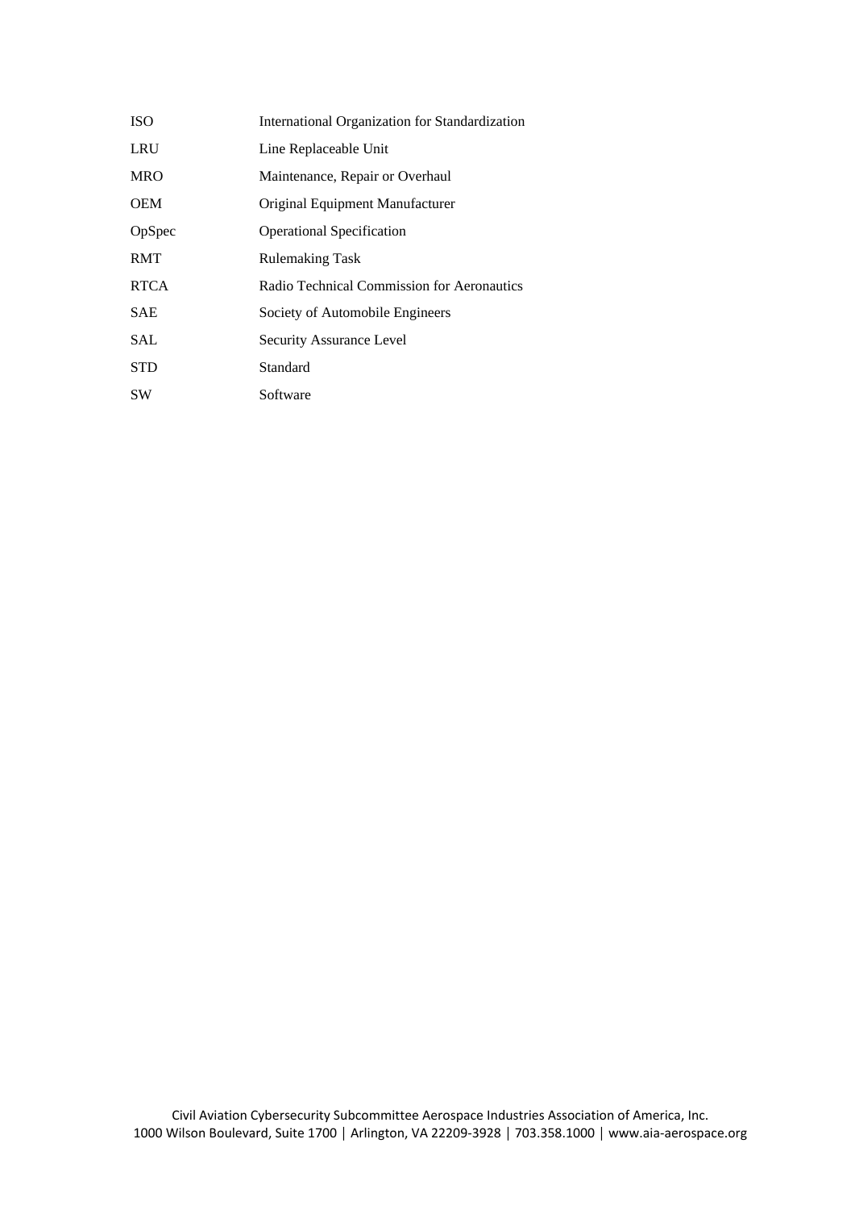| | |
|---|---|
| ISO | International Organization for Standardization |
| LRU | Line Replaceable Unit |
| MRO | Maintenance, Repair or Overhaul |
| OEM | Original Equipment Manufacturer |
| OpSpec | Operational Specification |
| RMT | Rulemaking Task |
| RTCA | Radio Technical Commission for Aeronautics |
| SAE | Society of Automobile Engineers |
| SAL | Security Assurance Level |
| STD | Standard |
| SW | Software |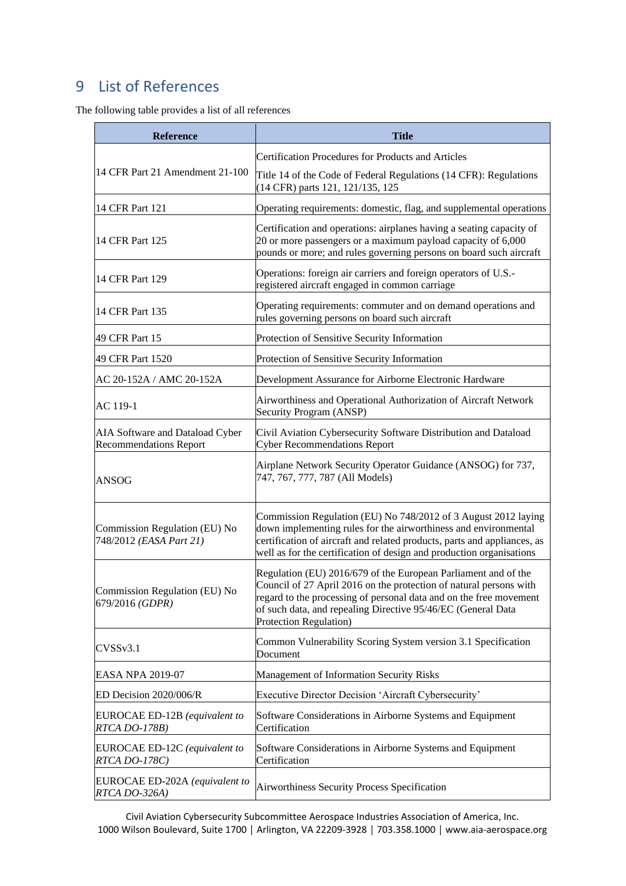# 9 List of References

The following table provides a list of all references

| Reference | Title |
|---|---|
| 14 CFR Part 21 Amendment 21-100 | Certification Procedures for Products and Articles<br>Title 14 of the Code of Federal Regulations (14 CFR): Regulations (14 CFR) parts 121, 121/135, 125 |
| 14 CFR Part 121 | Operating requirements: domestic, flag, and supplemental operations |
| 14 CFR Part 125 | Certification and operations: airplanes having a seating capacity of 20 or more passengers or a maximum payload capacity of 6,000 pounds or more; and rules governing persons on board such aircraft |
| 14 CFR Part 129 | Operations: foreign air carriers and foreign operators of U.S.-registered aircraft engaged in common carriage |
| 14 CFR Part 135 | Operating requirements: commuter and on demand operations and rules governing persons on board such aircraft |
| 49 CFR Part 15 | Protection of Sensitive Security Information |
| 49 CFR Part 1520 | Protection of Sensitive Security Information |
| AC 20-152A / AMC 20-152A | Development Assurance for Airborne Electronic Hardware |
| AC 119-1 | Airworthiness and Operational Authorization of Aircraft Network Security Program (ANSP) |
| AIA Software and Dataload Cyber Recommendations Report | Civil Aviation Cybersecurity Software Distribution and Dataload Cyber Recommendations Report |
| ANSOG | Airplane Network Security Operator Guidance (ANSOG) for 737, 747, 767, 777, 787 (All Models) |
| Commission Regulation (EU) No 748/2012 *(EASA Part 21)* | Commission Regulation (EU) No 748/2012 of 3 August 2012 laying down implementing rules for the airworthiness and environmental certification of aircraft and related products, parts and appliances, as well as for the certification of design and production organisations |
| Commission Regulation (EU) No 679/2016 *(GDPR)* | Regulation (EU) 2016/679 of the European Parliament and of the Council of 27 April 2016 on the protection of natural persons with regard to the processing of personal data and on the free movement of such data, and repealing Directive 95/46/EC (General Data Protection Regulation) |
| CVSSv3.1 | Common Vulnerability Scoring System version 3.1 Specification Document |
| EASA NPA 2019-07 | Management of Information Security Risks |
| ED Decision 2020/006/R | Executive Director Decision 'Aircraft Cybersecurity' |
| EUROCAE ED-12B *(equivalent to RTCA DO-178B)* | Software Considerations in Airborne Systems and Equipment Certification |
| EUROCAE ED-12C *(equivalent to RTCA DO-178C)* | Software Considerations in Airborne Systems and Equipment Certification |
| EUROCAE ED-202A *(equivalent to RTCA DO-326A)* | Airworthiness Security Process Specification |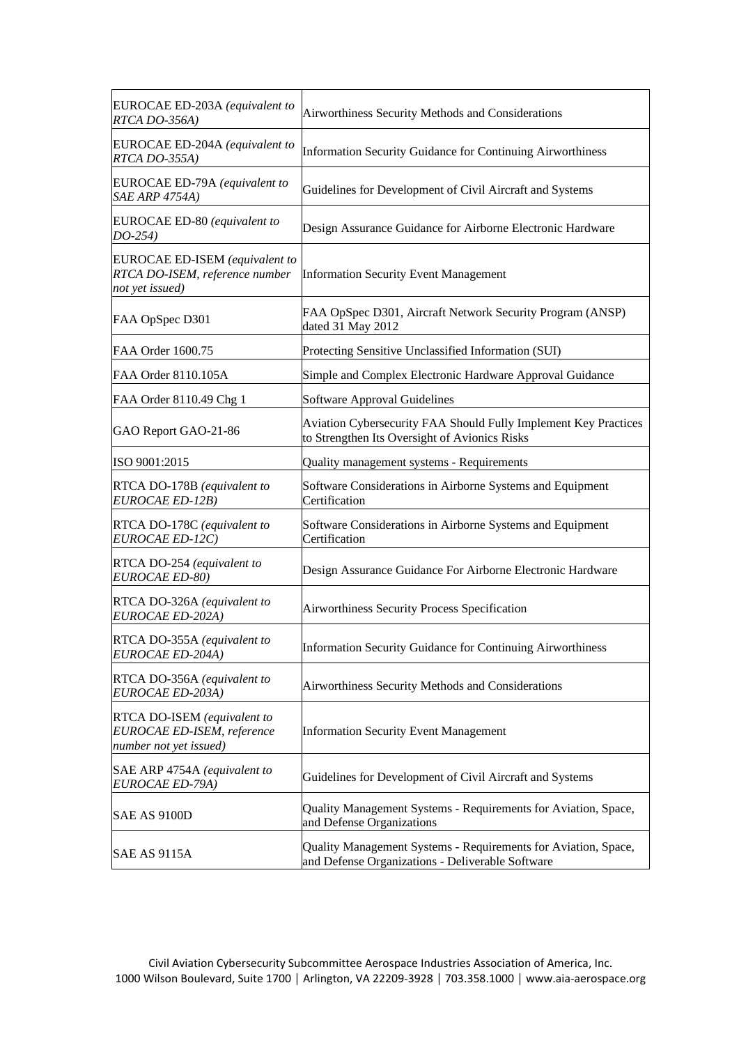| | |
|---|---|
| EUROCAE ED-203A *(equivalent to RTCA DO-356A)* | Airworthiness Security Methods and Considerations |
| EUROCAE ED-204A *(equivalent to RTCA DO-355A)* | Information Security Guidance for Continuing Airworthiness |
| EUROCAE ED-79A *(equivalent to SAE ARP 4754A)* | Guidelines for Development of Civil Aircraft and Systems |
| EUROCAE ED-80 *(equivalent to DO-254)* | Design Assurance Guidance for Airborne Electronic Hardware |
| EUROCAE ED-ISEM *(equivalent to RTCA DO-ISEM, reference number not yet issued)* | Information Security Event Management |
| FAA OpSpec D301 | FAA OpSpec D301, Aircraft Network Security Program (ANSP) dated 31 May 2012 |
| FAA Order 1600.75 | Protecting Sensitive Unclassified Information (SUI) |
| FAA Order 8110.105A | Simple and Complex Electronic Hardware Approval Guidance |
| FAA Order 8110.49 Chg 1 | Software Approval Guidelines |
| GAO Report GAO-21-86 | Aviation Cybersecurity FAA Should Fully Implement Key Practices to Strengthen Its Oversight of Avionics Risks |
| ISO 9001:2015 | Quality management systems - Requirements |
| RTCA DO-178B *(equivalent to EUROCAE ED-12B)* | Software Considerations in Airborne Systems and Equipment Certification |
| RTCA DO-178C *(equivalent to EUROCAE ED-12C)* | Software Considerations in Airborne Systems and Equipment Certification |
| RTCA DO-254 *(equivalent to EUROCAE ED-80)* | Design Assurance Guidance For Airborne Electronic Hardware |
| RTCA DO-326A *(equivalent to EUROCAE ED-202A)* | Airworthiness Security Process Specification |
| RTCA DO-355A *(equivalent to EUROCAE ED-204A)* | Information Security Guidance for Continuing Airworthiness |
| RTCA DO-356A *(equivalent to EUROCAE ED-203A)* | Airworthiness Security Methods and Considerations |
| RTCA DO-ISEM *(equivalent to EUROCAE ED-ISEM, reference number not yet issued)* | Information Security Event Management |
| SAE ARP 4754A *(equivalent to EUROCAE ED-79A)* | Guidelines for Development of Civil Aircraft and Systems |
| SAE AS 9100D | Quality Management Systems - Requirements for Aviation, Space, and Defense Organizations |
| SAE AS 9115A | Quality Management Systems - Requirements for Aviation, Space, and Defense Organizations - Deliverable Software |